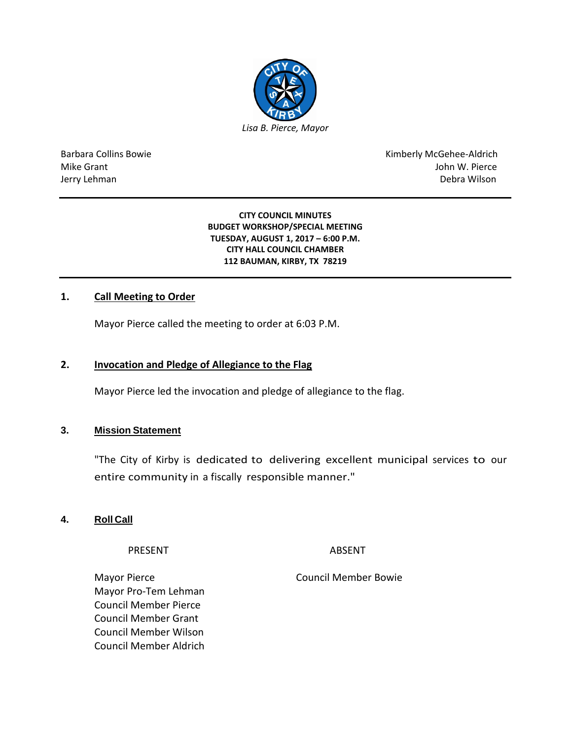*Lisa B. Pierce, Mayor*

| | |
|---|---|
| Barbara Collins Bowie | Kimberly McGehee-Aldrich |
| Mike Grant | John W. Pierce |
| Jerry Lehman | Debra Wilson |

**CITY COUNCIL MINUTES**
**BUDGET WORKSHOP/SPECIAL MEETING**
**TUESDAY, AUGUST 1, 2017 – 6:00 P.M.**
**CITY HALL COUNCIL CHAMBER**
**112 BAUMAN, KIRBY, TX 78219**

## 1. Call Meeting to Order

Mayor Pierce called the meeting to order at 6:03 P.M.

## 2. Invocation and Pledge of Allegiance to the Flag

Mayor Pierce led the invocation and pledge of allegiance to the flag.

## 3. Mission Statement

"The City of Kirby is dedicated to delivering excellent municipal services to our entire community in a fiscally responsible manner."

## 4. Roll Call

| PRESENT | ABSENT |
|---|---|
| Mayor Pierce | Council Member Bowie |
| Mayor Pro-Tem Lehman | |
| Council Member Pierce | |
| Council Member Grant | |
| Council Member Wilson | |
| Council Member Aldrich | |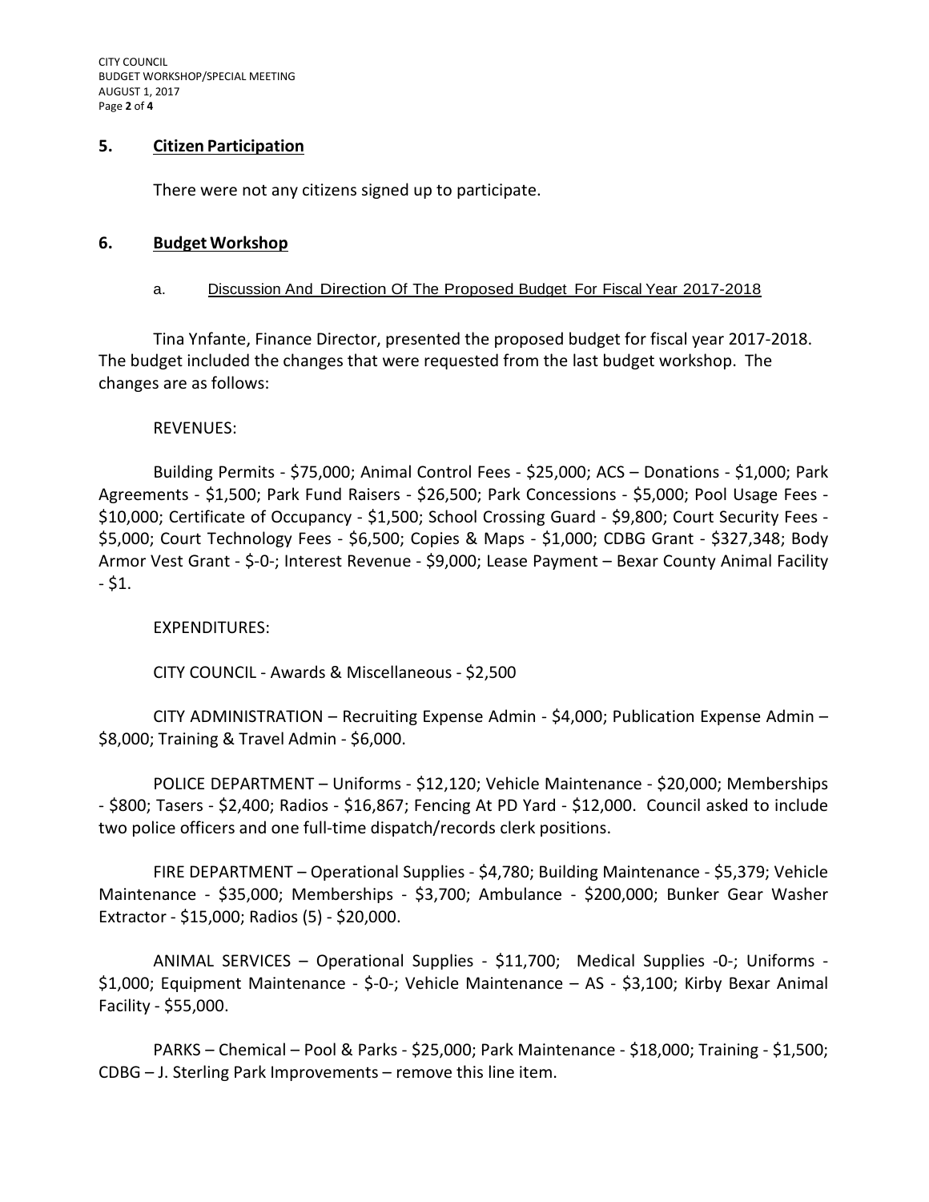## 5. Citizen Participation

There were not any citizens signed up to participate.

## 6. Budget Workshop

a. Discussion And Direction Of The Proposed Budget For Fiscal Year 2017-2018

Tina Ynfante, Finance Director, presented the proposed budget for fiscal year 2017-2018. The budget included the changes that were requested from the last budget workshop. The changes are as follows:

REVENUES:

Building Permits - $75,000; Animal Control Fees - $25,000; ACS – Donations - $1,000; Park Agreements - $1,500; Park Fund Raisers - $26,500; Park Concessions - $5,000; Pool Usage Fees - $10,000; Certificate of Occupancy - $1,500; School Crossing Guard - $9,800; Court Security Fees - $5,000; Court Technology Fees - $6,500; Copies & Maps - $1,000; CDBG Grant - $327,348; Body Armor Vest Grant - $-0-; Interest Revenue - $9,000; Lease Payment – Bexar County Animal Facility - $1.

EXPENDITURES:

CITY COUNCIL - Awards & Miscellaneous - $2,500

CITY ADMINISTRATION – Recruiting Expense Admin - $4,000; Publication Expense Admin – $8,000; Training & Travel Admin - $6,000.

POLICE DEPARTMENT – Uniforms - $12,120; Vehicle Maintenance - $20,000; Memberships - $800; Tasers - $2,400; Radios - $16,867; Fencing At PD Yard - $12,000. Council asked to include two police officers and one full-time dispatch/records clerk positions.

FIRE DEPARTMENT – Operational Supplies - $4,780; Building Maintenance - $5,379; Vehicle Maintenance - $35,000; Memberships - $3,700; Ambulance - $200,000; Bunker Gear Washer Extractor - $15,000; Radios (5) - $20,000.

ANIMAL SERVICES – Operational Supplies - $11,700; Medical Supplies -0-; Uniforms - $1,000; Equipment Maintenance - $-0-; Vehicle Maintenance – AS - $3,100; Kirby Bexar Animal Facility - $55,000.

PARKS – Chemical – Pool & Parks - $25,000; Park Maintenance - $18,000; Training - $1,500; CDBG – J. Sterling Park Improvements – remove this line item.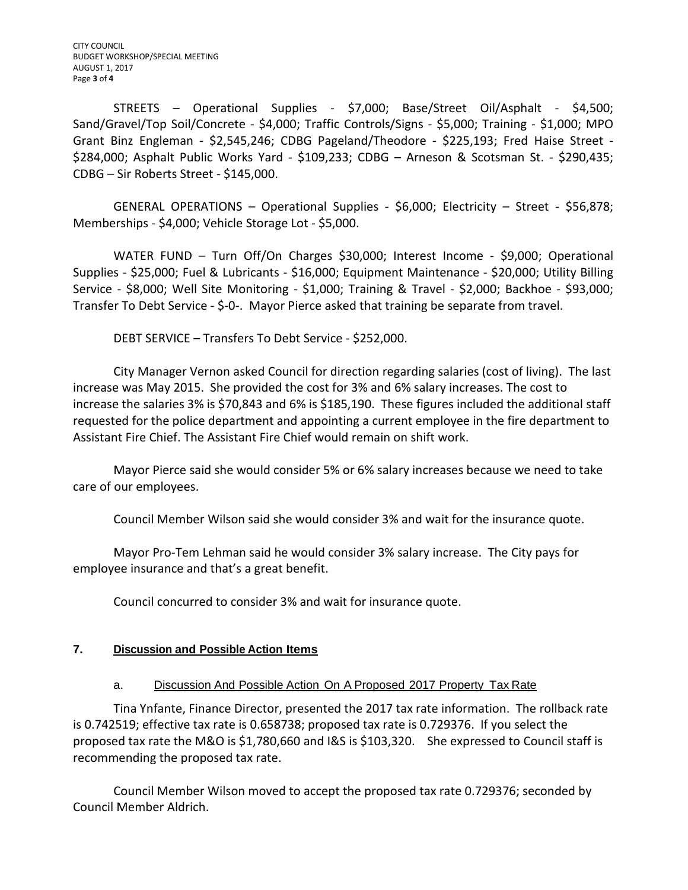STREETS – Operational Supplies - $7,000; Base/Street Oil/Asphalt - $4,500; Sand/Gravel/Top Soil/Concrete - $4,000; Traffic Controls/Signs - $5,000; Training - $1,000; MPO Grant Binz Engleman - $2,545,246; CDBG Pageland/Theodore - $225,193; Fred Haise Street - $284,000; Asphalt Public Works Yard - $109,233; CDBG – Arneson & Scotsman St. - $290,435; CDBG – Sir Roberts Street - $145,000.

GENERAL OPERATIONS – Operational Supplies - $6,000; Electricity – Street - $56,878; Memberships - $4,000; Vehicle Storage Lot - $5,000.

WATER FUND – Turn Off/On Charges $30,000; Interest Income - $9,000; Operational Supplies - $25,000; Fuel & Lubricants - $16,000; Equipment Maintenance - $20,000; Utility Billing Service - $8,000; Well Site Monitoring - $1,000; Training & Travel - $2,000; Backhoe - $93,000; Transfer To Debt Service - $-0-. Mayor Pierce asked that training be separate from travel.

DEBT SERVICE – Transfers To Debt Service - $252,000.

City Manager Vernon asked Council for direction regarding salaries (cost of living). The last increase was May 2015. She provided the cost for 3% and 6% salary increases. The cost to increase the salaries 3% is $70,843 and 6% is $185,190. These figures included the additional staff requested for the police department and appointing a current employee in the fire department to Assistant Fire Chief. The Assistant Fire Chief would remain on shift work.

Mayor Pierce said she would consider 5% or 6% salary increases because we need to take care of our employees.

Council Member Wilson said she would consider 3% and wait for the insurance quote.

Mayor Pro-Tem Lehman said he would consider 3% salary increase. The City pays for employee insurance and that's a great benefit.

Council concurred to consider 3% and wait for insurance quote.

## 7. Discussion and Possible Action Items

### a. Discussion And Possible Action On A Proposed 2017 Property Tax Rate

Tina Ynfante, Finance Director, presented the 2017 tax rate information. The rollback rate is 0.742519; effective tax rate is 0.658738; proposed tax rate is 0.729376. If you select the proposed tax rate the M&O is $1,780,660 and I&S is $103,320. She expressed to Council staff is recommending the proposed tax rate.

Council Member Wilson moved to accept the proposed tax rate 0.729376; seconded by Council Member Aldrich.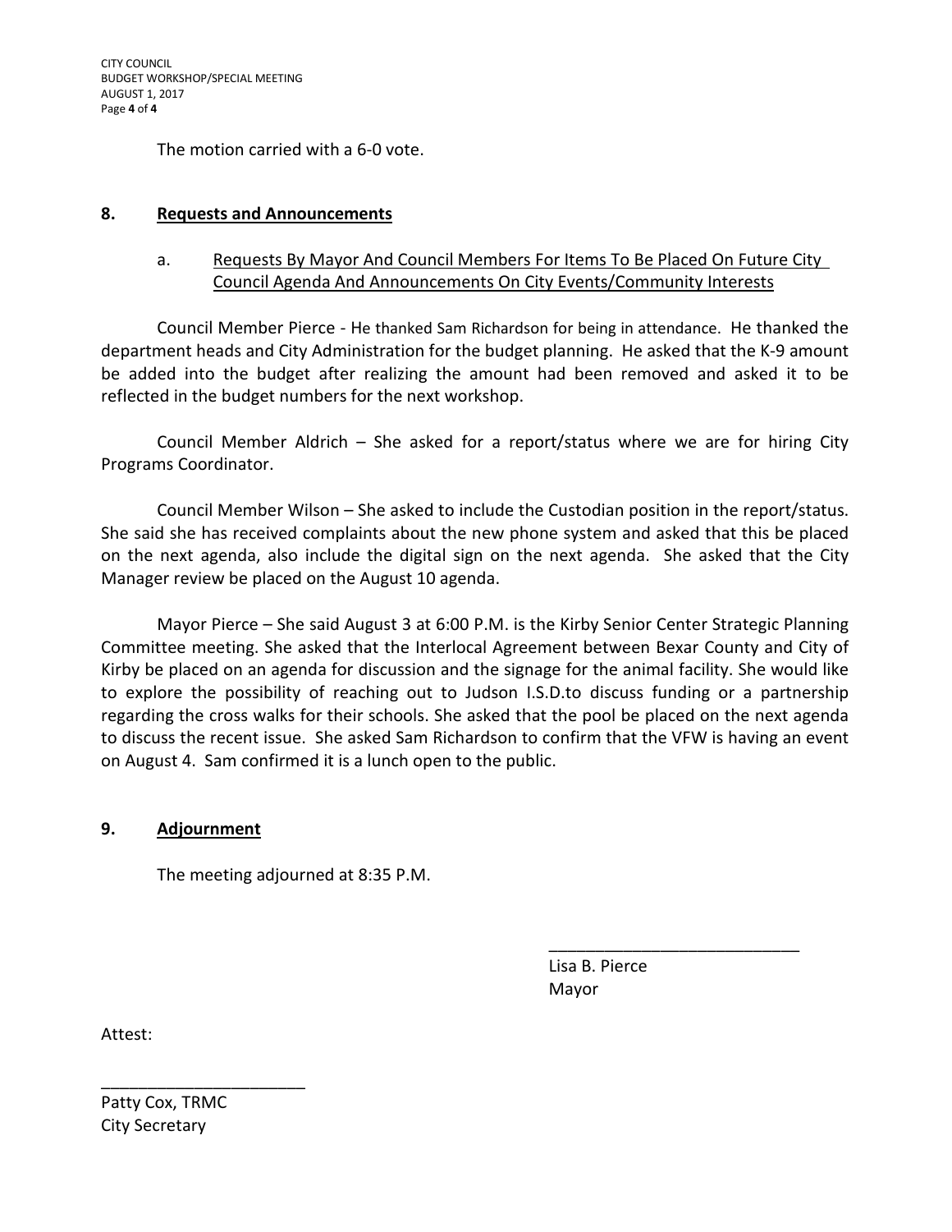The motion carried with a 6-0 vote.

## 8. Requests and Announcements

a. Requests By Mayor And Council Members For Items To Be Placed On Future City Council Agenda And Announcements On City Events/Community Interests

Council Member Pierce - He thanked Sam Richardson for being in attendance. He thanked the department heads and City Administration for the budget planning. He asked that the K-9 amount be added into the budget after realizing the amount had been removed and asked it to be reflected in the budget numbers for the next workshop.

Council Member Aldrich – She asked for a report/status where we are for hiring City Programs Coordinator.

Council Member Wilson – She asked to include the Custodian position in the report/status. She said she has received complaints about the new phone system and asked that this be placed on the next agenda, also include the digital sign on the next agenda. She asked that the City Manager review be placed on the August 10 agenda.

Mayor Pierce – She said August 3 at 6:00 P.M. is the Kirby Senior Center Strategic Planning Committee meeting. She asked that the Interlocal Agreement between Bexar County and City of Kirby be placed on an agenda for discussion and the signage for the animal facility. She would like to explore the possibility of reaching out to Judson I.S.D.to discuss funding or a partnership regarding the cross walks for their schools. She asked that the pool be placed on the next agenda to discuss the recent issue. She asked Sam Richardson to confirm that the VFW is having an event on August 4. Sam confirmed it is a lunch open to the public.

## 9. Adjournment

The meeting adjourned at 8:35 P.M.

\_\_\_\_\_\_\_\_\_\_\_\_\_\_\_\_\_\_\_\_\_\_\_\_\_\_\_\_

Lisa B. Pierce
Mayor

Attest:

\_\_\_\_\_\_\_\_\_\_\_\_\_\_\_\_\_\_\_\_\_\_\_

Patty Cox, TRMC
City Secretary